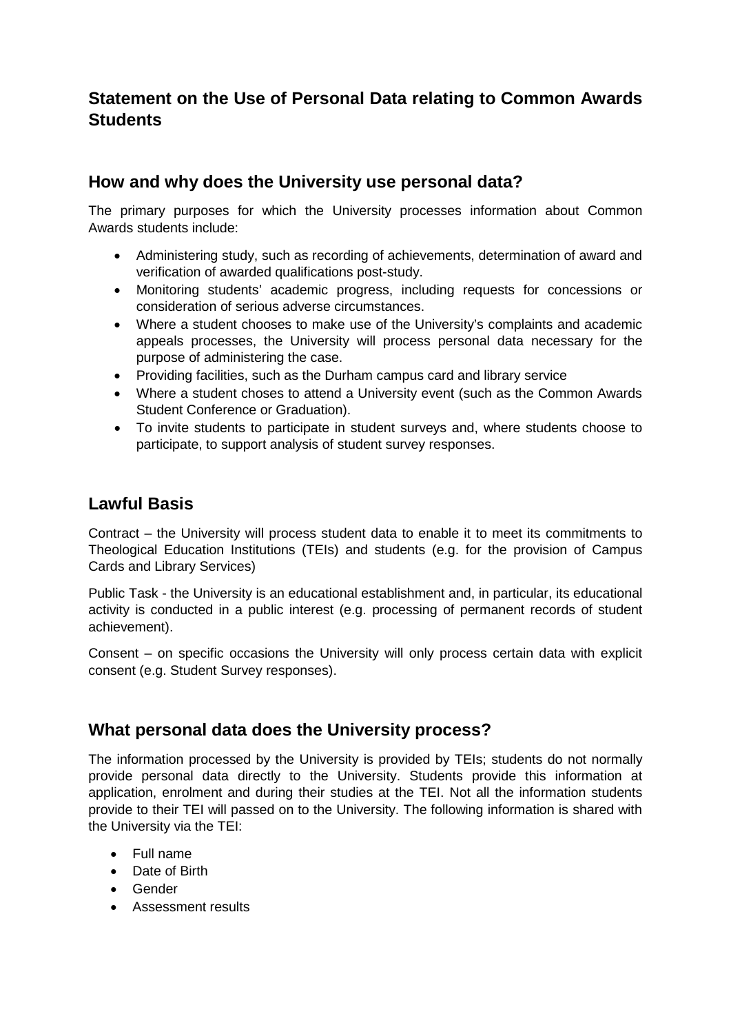# Statement on the Use of Personal Data relating to Common Awards Students

## How and why does the University use personal data?

The primary purposes for which the University processes information about Common Awards students include:

- Administering study, such as recording of achievements, determination of award and verification of awarded qualifications post-study.
- Monitoring students' academic progress, including requests for concessions or consideration of serious adverse circumstances.
- Where a student chooses to make use of the University's complaints and academic appeals processes, the University will process personal data necessary for the purpose of administering the case.
- Providing facilities, such as the Durham campus card and library service
- Where a student choses to attend a University event (such as the Common Awards Student Conference or Graduation).
- To invite students to participate in student surveys and, where students choose to participate, to support analysis of student survey responses.

## Lawful Basis

Contract – the University will process student data to enable it to meet its commitments to Theological Education Institutions (TEIs) and students (e.g. for the provision of Campus Cards and Library Services)

Public Task - the University is an educational establishment and, in particular, its educational activity is conducted in a public interest (e.g. processing of permanent records of student achievement).

Consent – on specific occasions the University will only process certain data with explicit consent (e.g. Student Survey responses).

## What personal data does the University process?

The information processed by the University is provided by TEIs; students do not normally provide personal data directly to the University. Students provide this information at application, enrolment and during their studies at the TEI. Not all the information students provide to their TEI will passed on to the University. The following information is shared with the University via the TEI:

- Full name
- Date of Birth
- Gender
- Assessment results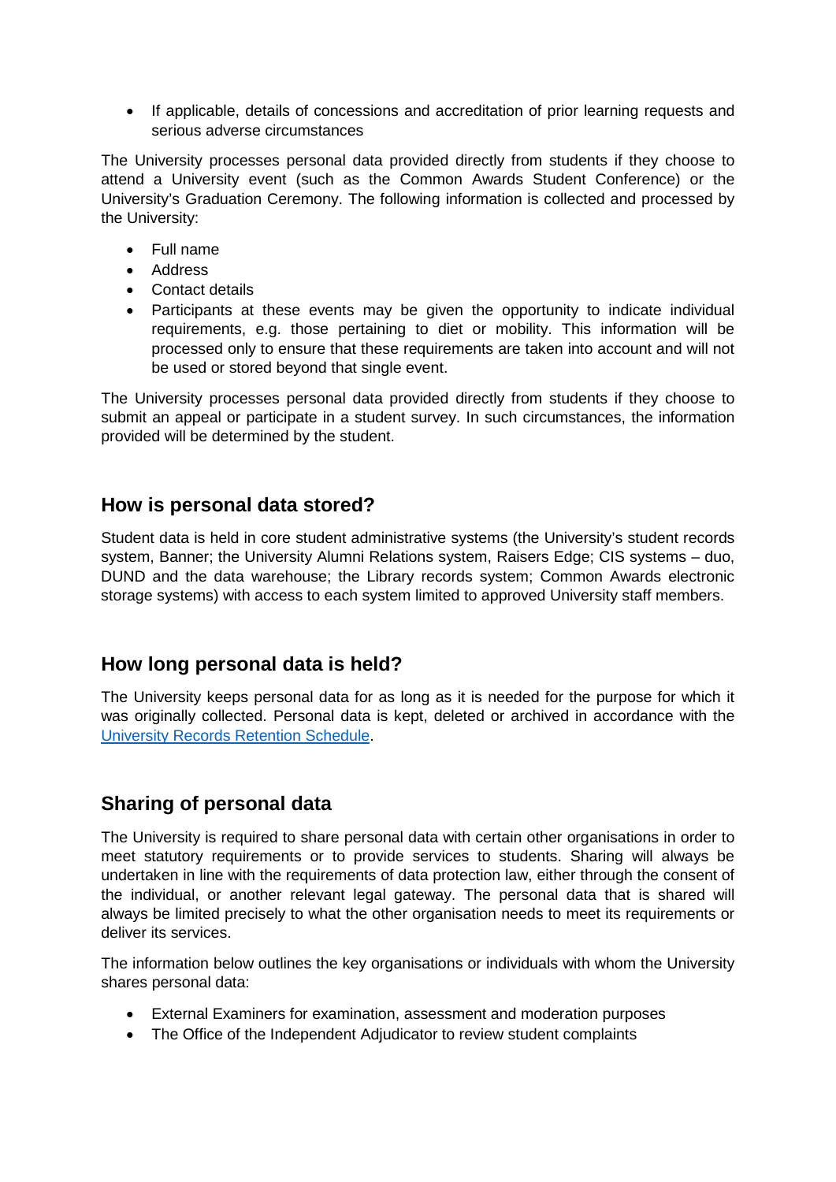- If applicable, details of concessions and accreditation of prior learning requests and serious adverse circumstances

The University processes personal data provided directly from students if they choose to attend a University event (such as the Common Awards Student Conference) or the University's Graduation Ceremony. The following information is collected and processed by the University:

- Full name
- Address
- Contact details
- Participants at these events may be given the opportunity to indicate individual requirements, e.g. those pertaining to diet or mobility. This information will be processed only to ensure that these requirements are taken into account and will not be used or stored beyond that single event.

The University processes personal data provided directly from students if they choose to submit an appeal or participate in a student survey. In such circumstances, the information provided will be determined by the student.

## How is personal data stored?

Student data is held in core student administrative systems (the University's student records system, Banner; the University Alumni Relations system, Raisers Edge; CIS systems – duo, DUND and the data warehouse; the Library records system; Common Awards electronic storage systems) with access to each system limited to approved University staff members.

## How long personal data is held?

The University keeps personal data for as long as it is needed for the purpose for which it was originally collected. Personal data is kept, deleted or archived in accordance with the University Records Retention Schedule.

## Sharing of personal data

The University is required to share personal data with certain other organisations in order to meet statutory requirements or to provide services to students. Sharing will always be undertaken in line with the requirements of data protection law, either through the consent of the individual, or another relevant legal gateway. The personal data that is shared will always be limited precisely to what the other organisation needs to meet its requirements or deliver its services.

The information below outlines the key organisations or individuals with whom the University shares personal data:

- External Examiners for examination, assessment and moderation purposes
- The Office of the Independent Adjudicator to review student complaints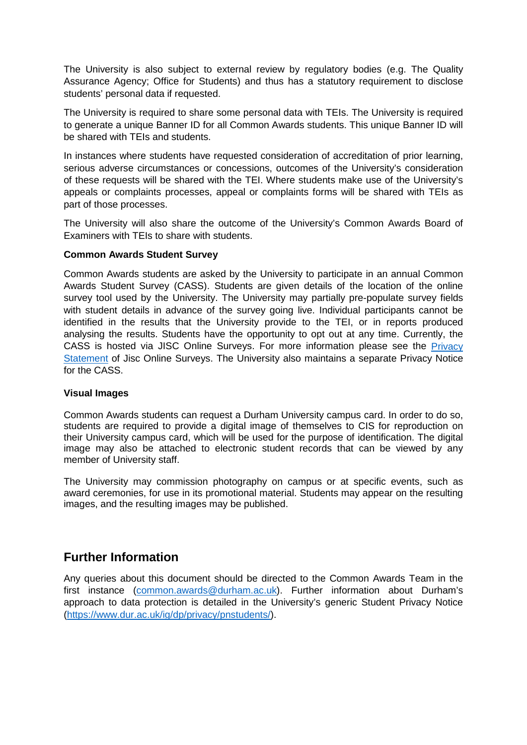The University is also subject to external review by regulatory bodies (e.g. The Quality Assurance Agency; Office for Students) and thus has a statutory requirement to disclose students' personal data if requested.

The University is required to share some personal data with TEIs. The University is required to generate a unique Banner ID for all Common Awards students. This unique Banner ID will be shared with TEIs and students.

In instances where students have requested consideration of accreditation of prior learning, serious adverse circumstances or concessions, outcomes of the University's consideration of these requests will be shared with the TEI. Where students make use of the University's appeals or complaints processes, appeal or complaints forms will be shared with TEIs as part of those processes.

The University will also share the outcome of the University's Common Awards Board of Examiners with TEIs to share with students.

**Common Awards Student Survey**

Common Awards students are asked by the University to participate in an annual Common Awards Student Survey (CASS). Students are given details of the location of the online survey tool used by the University. The University may partially pre-populate survey fields with student details in advance of the survey going live. Individual participants cannot be identified in the results that the University provide to the TEI, or in reports produced analysing the results. Students have the opportunity to opt out at any time. Currently, the CASS is hosted via JISC Online Surveys. For more information please see the Privacy Statement of Jisc Online Surveys. The University also maintains a separate Privacy Notice for the CASS.

**Visual Images**

Common Awards students can request a Durham University campus card. In order to do so, students are required to provide a digital image of themselves to CIS for reproduction on their University campus card, which will be used for the purpose of identification. The digital image may also be attached to electronic student records that can be viewed by any member of University staff.

The University may commission photography on campus or at specific events, such as award ceremonies, for use in its promotional material. Students may appear on the resulting images, and the resulting images may be published.

## Further Information

Any queries about this document should be directed to the Common Awards Team in the first instance (common.awards@durham.ac.uk). Further information about Durham's approach to data protection is detailed in the University's generic Student Privacy Notice (https://www.dur.ac.uk/ig/dp/privacy/pnstudents/).